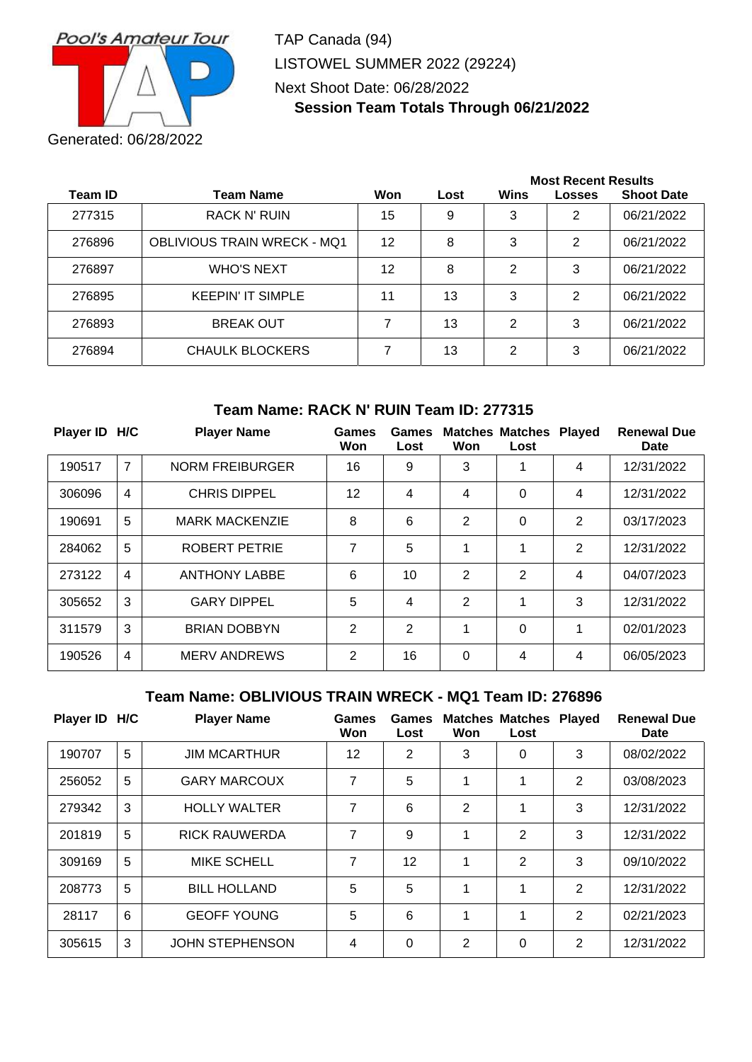Pool's Amateur Tour

TAP Canada (94)
LISTOWEL SUMMER 2022 (29224)
Next Shoot Date: 06/28/2022

**Session Team Totals Through 06/21/2022**

Generated: 06/28/2022

| Team ID | Team Name | Won | Lost | Most Recent Results | | |
|---|---|---|---|---|---|---|
| | | | | Wins | Losses | Shoot Date |
| 277315 | RACK N' RUIN | 15 | 9 | 3 | 2 | 06/21/2022 |
| 276896 | OBLIVIOUS TRAIN WRECK - MQ1 | 12 | 8 | 3 | 2 | 06/21/2022 |
| 276897 | WHO'S NEXT | 12 | 8 | 2 | 3 | 06/21/2022 |
| 276895 | KEEPIN' IT SIMPLE | 11 | 13 | 3 | 2 | 06/21/2022 |
| 276893 | BREAK OUT | 7 | 13 | 2 | 3 | 06/21/2022 |
| 276894 | CHAULK BLOCKERS | 7 | 13 | 2 | 3 | 06/21/2022 |

### Team Name: RACK N' RUIN Team ID: 277315

| Player ID | H/C | Player Name | Games Won | Games Lost | Matches Won | Matches Lost | Played | Renewal Due Date |
|---|---|---|---|---|---|---|---|---|
| 190517 | 7 | NORM FREIBURGER | 16 | 9 | 3 | 1 | 4 | 12/31/2022 |
| 306096 | 4 | CHRIS DIPPEL | 12 | 4 | 4 | 0 | 4 | 12/31/2022 |
| 190691 | 5 | MARK MACKENZIE | 8 | 6 | 2 | 0 | 2 | 03/17/2023 |
| 284062 | 5 | ROBERT PETRIE | 7 | 5 | 1 | 1 | 2 | 12/31/2022 |
| 273122 | 4 | ANTHONY LABBE | 6 | 10 | 2 | 2 | 4 | 04/07/2023 |
| 305652 | 3 | GARY DIPPEL | 5 | 4 | 2 | 1 | 3 | 12/31/2022 |
| 311579 | 3 | BRIAN DOBBYN | 2 | 2 | 1 | 0 | 1 | 02/01/2023 |
| 190526 | 4 | MERV ANDREWS | 2 | 16 | 0 | 4 | 4 | 06/05/2023 |

### Team Name: OBLIVIOUS TRAIN WRECK - MQ1 Team ID: 276896

| Player ID | H/C | Player Name | Games Won | Games Lost | Matches Won | Matches Lost | Played | Renewal Due Date |
|---|---|---|---|---|---|---|---|---|
| 190707 | 5 | JIM MCARTHUR | 12 | 2 | 3 | 0 | 3 | 08/02/2022 |
| 256052 | 5 | GARY MARCOUX | 7 | 5 | 1 | 1 | 2 | 03/08/2023 |
| 279342 | 3 | HOLLY WALTER | 7 | 6 | 2 | 1 | 3 | 12/31/2022 |
| 201819 | 5 | RICK RAUWERDA | 7 | 9 | 1 | 2 | 3 | 12/31/2022 |
| 309169 | 5 | MIKE SCHELL | 7 | 12 | 1 | 2 | 3 | 09/10/2022 |
| 208773 | 5 | BILL HOLLAND | 5 | 5 | 1 | 1 | 2 | 12/31/2022 |
| 28117 | 6 | GEOFF YOUNG | 5 | 6 | 1 | 1 | 2 | 02/21/2023 |
| 305615 | 3 | JOHN STEPHENSON | 4 | 0 | 2 | 0 | 2 | 12/31/2022 |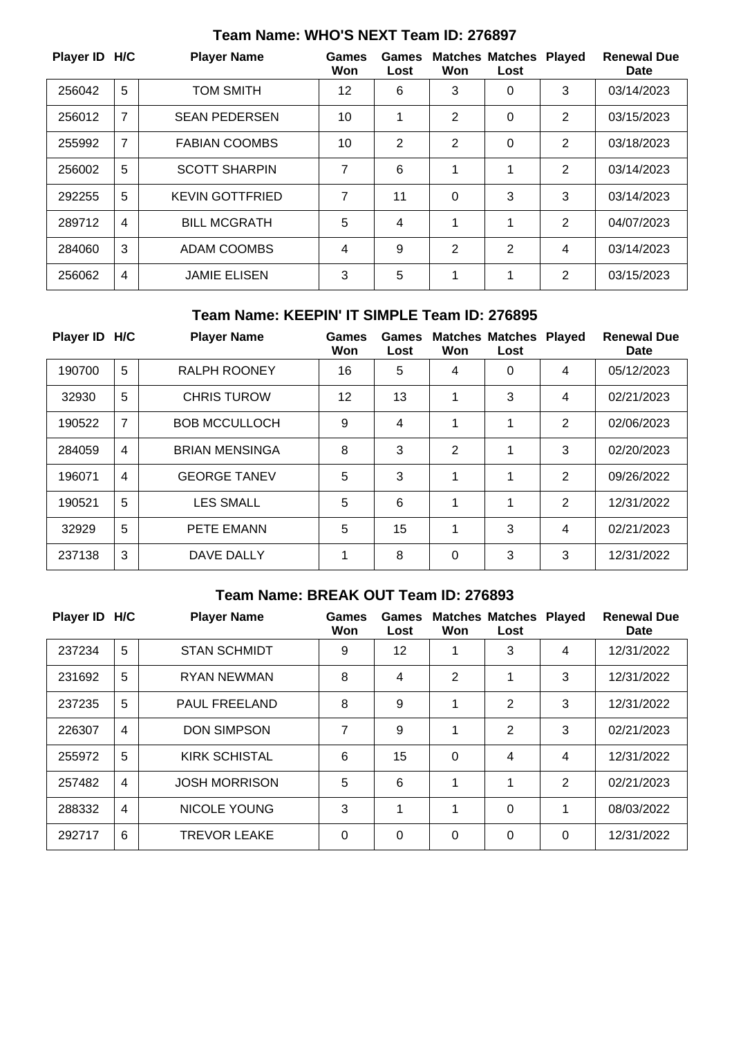## Team Name: WHO'S NEXT Team ID: 276897

| Player ID | H/C | Player Name | Games Won | Games Lost | Matches Won | Matches Lost | Played | Renewal Due Date |
|---|---|---|---|---|---|---|---|---|
| 256042 | 5 | TOM SMITH | 12 | 6 | 3 | 0 | 3 | 03/14/2023 |
| 256012 | 7 | SEAN PEDERSEN | 10 | 1 | 2 | 0 | 2 | 03/15/2023 |
| 255992 | 7 | FABIAN COOMBS | 10 | 2 | 2 | 0 | 2 | 03/18/2023 |
| 256002 | 5 | SCOTT SHARPIN | 7 | 6 | 1 | 1 | 2 | 03/14/2023 |
| 292255 | 5 | KEVIN GOTTFRIED | 7 | 11 | 0 | 3 | 3 | 03/14/2023 |
| 289712 | 4 | BILL MCGRATH | 5 | 4 | 1 | 1 | 2 | 04/07/2023 |
| 284060 | 3 | ADAM COOMBS | 4 | 9 | 2 | 2 | 4 | 03/14/2023 |
| 256062 | 4 | JAMIE ELISEN | 3 | 5 | 1 | 1 | 2 | 03/15/2023 |

## Team Name: KEEPIN' IT SIMPLE Team ID: 276895

| Player ID | H/C | Player Name | Games Won | Games Lost | Matches Won | Matches Lost | Played | Renewal Due Date |
|---|---|---|---|---|---|---|---|---|
| 190700 | 5 | RALPH ROONEY | 16 | 5 | 4 | 0 | 4 | 05/12/2023 |
| 32930 | 5 | CHRIS TUROW | 12 | 13 | 1 | 3 | 4 | 02/21/2023 |
| 190522 | 7 | BOB MCCULLOCH | 9 | 4 | 1 | 1 | 2 | 02/06/2023 |
| 284059 | 4 | BRIAN MENSINGA | 8 | 3 | 2 | 1 | 3 | 02/20/2023 |
| 196071 | 4 | GEORGE TANEV | 5 | 3 | 1 | 1 | 2 | 09/26/2022 |
| 190521 | 5 | LES SMALL | 5 | 6 | 1 | 1 | 2 | 12/31/2022 |
| 32929 | 5 | PETE EMANN | 5 | 15 | 1 | 3 | 4 | 02/21/2023 |
| 237138 | 3 | DAVE DALLY | 1 | 8 | 0 | 3 | 3 | 12/31/2022 |

## Team Name: BREAK OUT Team ID: 276893

| Player ID | H/C | Player Name | Games Won | Games Lost | Matches Won | Matches Lost | Played | Renewal Due Date |
|---|---|---|---|---|---|---|---|---|
| 237234 | 5 | STAN SCHMIDT | 9 | 12 | 1 | 3 | 4 | 12/31/2022 |
| 231692 | 5 | RYAN NEWMAN | 8 | 4 | 2 | 1 | 3 | 12/31/2022 |
| 237235 | 5 | PAUL FREELAND | 8 | 9 | 1 | 2 | 3 | 12/31/2022 |
| 226307 | 4 | DON SIMPSON | 7 | 9 | 1 | 2 | 3 | 02/21/2023 |
| 255972 | 5 | KIRK SCHISTAL | 6 | 15 | 0 | 4 | 4 | 12/31/2022 |
| 257482 | 4 | JOSH MORRISON | 5 | 6 | 1 | 1 | 2 | 02/21/2023 |
| 288332 | 4 | NICOLE YOUNG | 3 | 1 | 1 | 0 | 1 | 08/03/2022 |
| 292717 | 6 | TREVOR LEAKE | 0 | 0 | 0 | 0 | 0 | 12/31/2022 |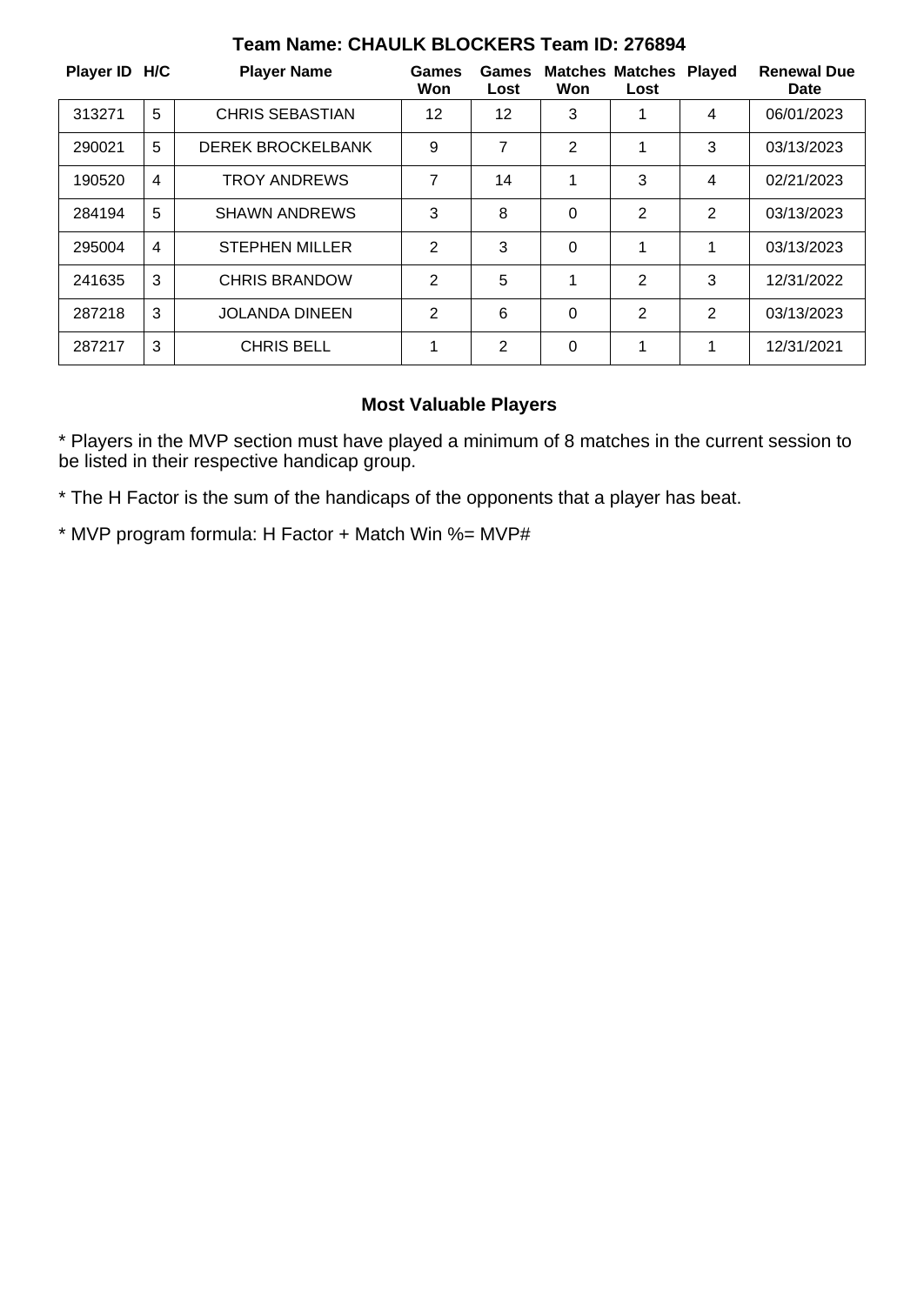## Team Name: CHAULK BLOCKERS Team ID: 276894

| Player ID | H/C | Player Name | Games Won | Games Lost | Matches Won | Matches Lost | Played | Renewal Due Date |
|---|---|---|---|---|---|---|---|---|
| 313271 | 5 | CHRIS SEBASTIAN | 12 | 12 | 3 | 1 | 4 | 06/01/2023 |
| 290021 | 5 | DEREK BROCKELBANK | 9 | 7 | 2 | 1 | 3 | 03/13/2023 |
| 190520 | 4 | TROY ANDREWS | 7 | 14 | 1 | 3 | 4 | 02/21/2023 |
| 284194 | 5 | SHAWN ANDREWS | 3 | 8 | 0 | 2 | 2 | 03/13/2023 |
| 295004 | 4 | STEPHEN MILLER | 2 | 3 | 0 | 1 | 1 | 03/13/2023 |
| 241635 | 3 | CHRIS BRANDOW | 2 | 5 | 1 | 2 | 3 | 12/31/2022 |
| 287218 | 3 | JOLANDA DINEEN | 2 | 6 | 0 | 2 | 2 | 03/13/2023 |
| 287217 | 3 | CHRIS BELL | 1 | 2 | 0 | 1 | 1 | 12/31/2021 |

## Most Valuable Players

* Players in the MVP section must have played a minimum of 8 matches in the current session to be listed in their respective handicap group.

* The H Factor is the sum of the handicaps of the opponents that a player has beat.

* MVP program formula: H Factor + Match Win %= MVP#